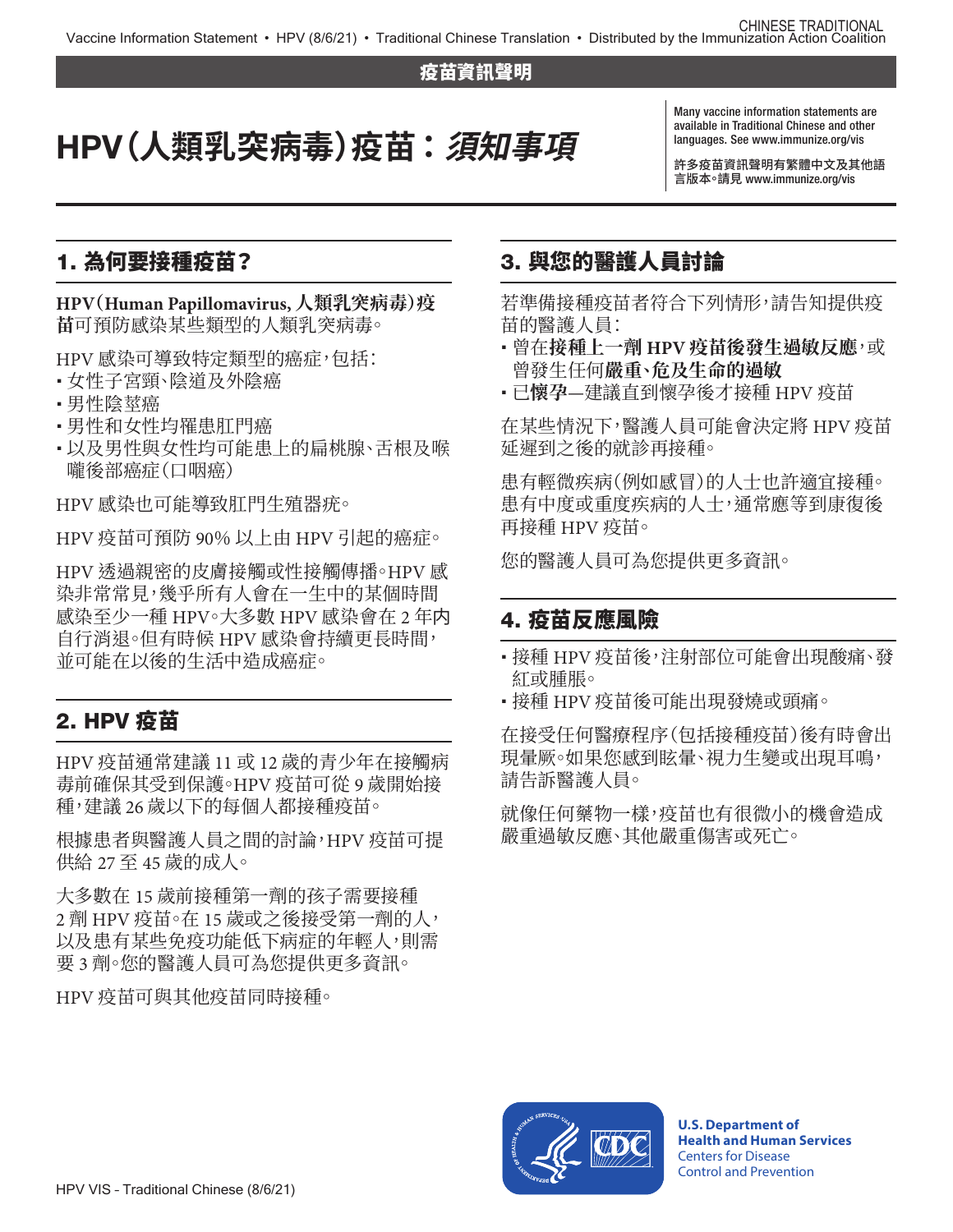疫苗資訊聲明

# HPV（人類乳突病毒）疫苗：*須知事項*

Many vaccine information statements are available in Traditional Chinese and other languages. See www.immunize.org/vis

許多疫苗資訊聲明有繁體中文及其他語言版本。請見 www.immunize.org/vis

## 1. 為何要接種疫苗？

**HPV（Human Papillomavirus, 人類乳突病毒）疫苗**可預防感染某些類型的人類乳突病毒。

HPV 感染可導致特定類型的癌症，包括：

- 女性子宮頸、陰道及外陰癌
- 男性陰莖癌
- 男性和女性均罹患肛門癌
- 以及男性與女性均可能患上的扁桃腺、舌根及喉嚨後部癌症（口咽癌）

HPV 感染也可能導致肛門生殖器疣。

HPV 疫苗可預防 90% 以上由 HPV 引起的癌症。

HPV 透過親密的皮膚接觸或性接觸傳播。HPV 感染非常常見，幾乎所有人會在一生中的某個時間感染至少一種 HPV。大多數 HPV 感染會在 2 年內自行消退。但有時候 HPV 感染會持續更長時間，並可能在以後的生活中造成癌症。

## 2. HPV 疫苗

HPV 疫苗通常建議 11 或 12 歲的青少年在接觸病毒前確保其受到保護。HPV 疫苗可從 9 歲開始接種，建議 26 歲以下的每個人都接種疫苗。

根據患者與醫護人員之間的討論，HPV 疫苗可提供給 27 至 45 歲的成人。

大多數在 15 歲前接種第一劑的孩子需要接種 2 劑 HPV 疫苗。在 15 歲或之後接受第一劑的人，以及患有某些免疫功能低下病症的年輕人，則需要 3 劑。您的醫護人員可為您提供更多資訊。

HPV 疫苗可與其他疫苗同時接種。

## 3. 與您的醫護人員討論

若準備接種疫苗者符合下列情形，請告知提供疫苗的醫護人員：

- 曾在**接種上一劑 HPV 疫苗後發生過敏反應**，或曾發生任何**嚴重、危及生命的過敏**
- 已**懷孕**—建議直到懷孕後才接種 HPV 疫苗

在某些情況下，醫護人員可能會決定將 HPV 疫苗延遲到之後的就診再接種。

患有輕微疾病（例如感冒）的人士也許適宜接種。患有中度或重度疾病的人士，通常應等到康復後再接種 HPV 疫苗。

您的醫護人員可為您提供更多資訊。

## 4. 疫苗反應風險

- 接種 HPV 疫苗後，注射部位可能會出現酸痛、發紅或腫脹。
- 接種 HPV 疫苗後可能出現發燒或頭痛。

在接受任何醫療程序（包括接種疫苗）後有時會出現暈厥。如果您感到眩暈、視力生變或出現耳鳴，請告訴醫護人員。

就像任何藥物一樣，疫苗也有很微小的機會造成嚴重過敏反應、其他嚴重傷害或死亡。

U.S. Department of Health and Human Services
Centers for Disease Control and Prevention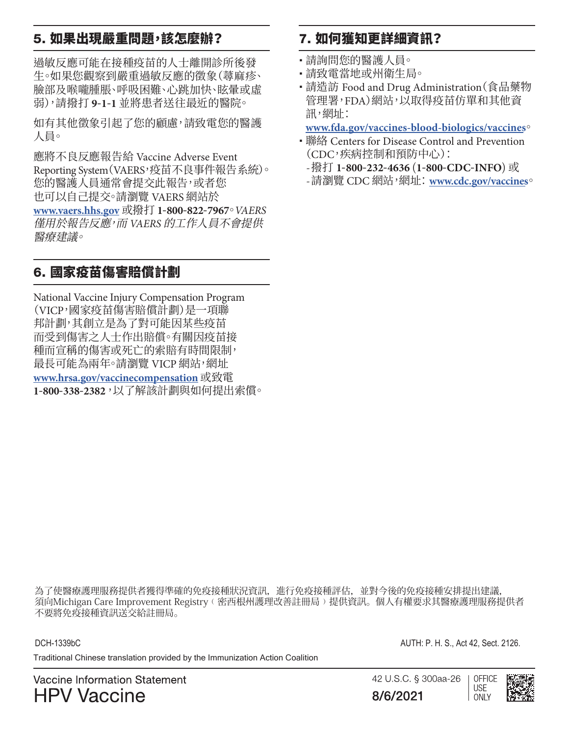## 5. 如果出現嚴重問題，該怎麼辦？

過敏反應可能在接種疫苗的人士離開診所後發生。如果您觀察到嚴重過敏反應的徵象（蕁麻疹、臉部及喉嚨腫脹、呼吸困難、心跳加快、眩暈或虛弱），請撥打 **9-1-1** 並將患者送往最近的醫院。

如有其他徵象引起了您的顧慮，請致電您的醫護人員。

應將不良反應報告給 Vaccine Adverse Event Reporting System（VAERS，疫苗不良事件報告系統）。您的醫護人員通常會提交此報告，或者您也可以自己提交。請瀏覽 VAERS 網站於 **www.vaers.hhs.gov** 或撥打 **1-800-822-7967**。*VAERS 僅用於報告反應，而 VAERS 的工作人員不會提供醫療建議。*

## 6. 國家疫苗傷害賠償計劃

National Vaccine Injury Compensation Program（VICP，國家疫苗傷害賠償計劃）是一項聯邦計劃，其創立是為了對可能因某些疫苗而受到傷害之人士作出賠償。有關因疫苗接種而宣稱的傷害或死亡的索賠有時間限制，最長可能為兩年。請瀏覽 VICP 網站，網址 **www.hrsa.gov/vaccinecompensation** 或致電 **1-800-338-2382**，以了解該計劃與如何提出索償。

## 7. 如何獲知更詳細資訊？

- 請詢問您的醫護人員。
- 請致電當地或州衛生局。
- 請造訪 Food and Drug Administration（食品藥物管理署，FDA）網站，以取得疫苗仿單和其他資訊，網址：**www.fda.gov/vaccines-blood-biologics/vaccines**。
- 聯絡 Centers for Disease Control and Prevention（CDC，疾病控制和預防中心）：
  - 撥打 **1-800-232-4636**（**1-800-CDC-INFO**）或
  - 請瀏覽 CDC 網站，網址：**www.cdc.gov/vaccines**。

為了使醫療護理服務提供者獲得準確的免疫接種狀況資訊，進行免疫接種評估，並對今後的免疫接種安排提出建議，須向Michigan Care Improvement Registry（密西根州護理改善註冊局）提供資訊。個人有權要求其醫療護理服務提供者不要將免疫接種資訊送交給註冊局。

DCH-1339bC

AUTH: P. H. S., Act 42, Sect. 2126.

Traditional Chinese translation provided by the Immunization Action Coalition

Vaccine Information Statement
HPV Vaccine

42 U.S.C. § 300aa-26

8/6/2021

OFFICE USE ONLY